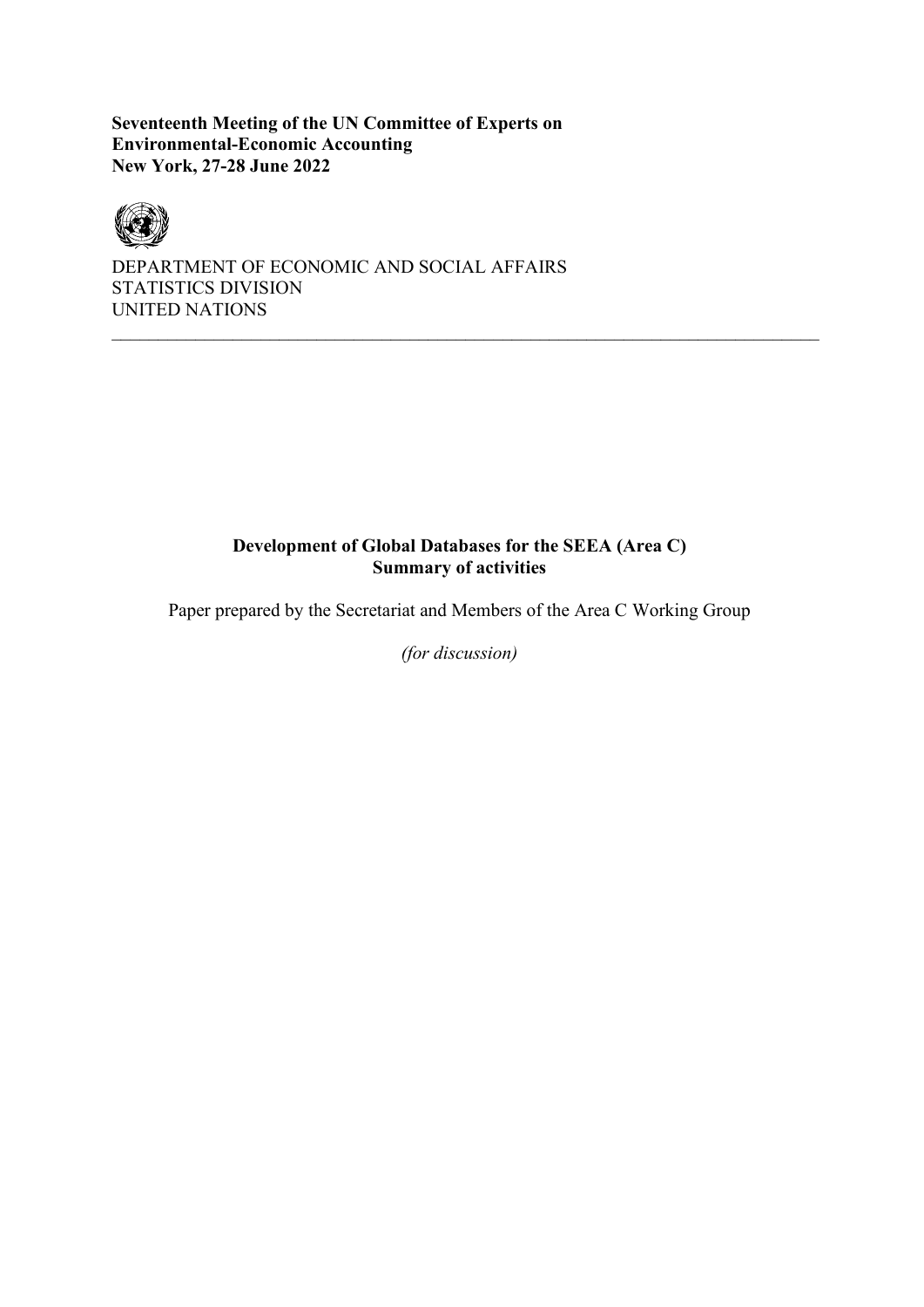**Seventeenth Meeting of the UN Committee of Experts on Environmental-Economic Accounting**
**New York, 27-28 June 2022**

DEPARTMENT OF ECONOMIC AND SOCIAL AFFAIRS
STATISTICS DIVISION
UNITED NATIONS

---

# Development of Global Databases for the SEEA (Area C)
## Summary of activities

Paper prepared by the Secretariat and Members of the Area C Working Group

*(for discussion)*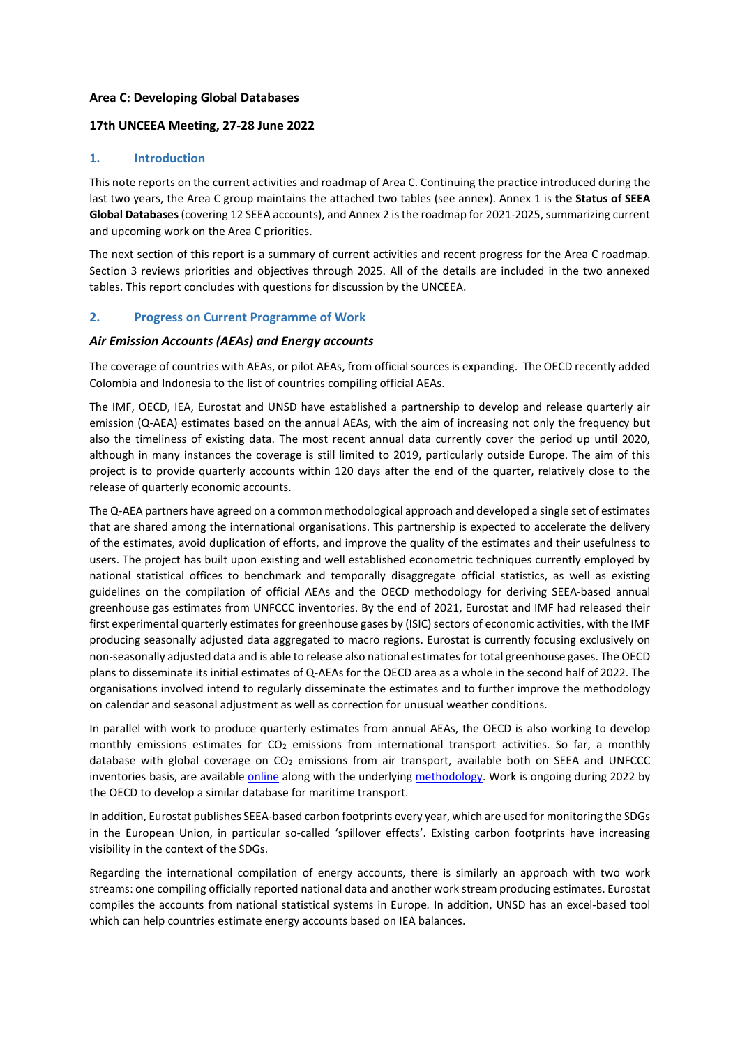**Area C: Developing Global Databases**

**17th UNCEEA Meeting, 27-28 June 2022**

## 1. Introduction

This note reports on the current activities and roadmap of Area C. Continuing the practice introduced during the last two years, the Area C group maintains the attached two tables (see annex). Annex 1 is **the Status of SEEA Global Databases** (covering 12 SEEA accounts), and Annex 2 is the roadmap for 2021-2025, summarizing current and upcoming work on the Area C priorities.

The next section of this report is a summary of current activities and recent progress for the Area C roadmap. Section 3 reviews priorities and objectives through 2025. All of the details are included in the two annexed tables. This report concludes with questions for discussion by the UNCEEA.

## 2. Progress on Current Programme of Work

### *Air Emission Accounts (AEAs) and Energy accounts*

The coverage of countries with AEAs, or pilot AEAs, from official sources is expanding. The OECD recently added Colombia and Indonesia to the list of countries compiling official AEAs.

The IMF, OECD, IEA, Eurostat and UNSD have established a partnership to develop and release quarterly air emission (Q-AEA) estimates based on the annual AEAs, with the aim of increasing not only the frequency but also the timeliness of existing data. The most recent annual data currently cover the period up until 2020, although in many instances the coverage is still limited to 2019, particularly outside Europe. The aim of this project is to provide quarterly accounts within 120 days after the end of the quarter, relatively close to the release of quarterly economic accounts.

The Q-AEA partners have agreed on a common methodological approach and developed a single set of estimates that are shared among the international organisations. This partnership is expected to accelerate the delivery of the estimates, avoid duplication of efforts, and improve the quality of the estimates and their usefulness to users. The project has built upon existing and well established econometric techniques currently employed by national statistical offices to benchmark and temporally disaggregate official statistics, as well as existing guidelines on the compilation of official AEAs and the OECD methodology for deriving SEEA-based annual greenhouse gas estimates from UNFCCC inventories. By the end of 2021, Eurostat and IMF had released their first experimental quarterly estimates for greenhouse gases by (ISIC) sectors of economic activities, with the IMF producing seasonally adjusted data aggregated to macro regions. Eurostat is currently focusing exclusively on non-seasonally adjusted data and is able to release also national estimates for total greenhouse gases. The OECD plans to disseminate its initial estimates of Q-AEAs for the OECD area as a whole in the second half of 2022. The organisations involved intend to regularly disseminate the estimates and to further improve the methodology on calendar and seasonal adjustment as well as correction for unusual weather conditions.

In parallel with work to produce quarterly estimates from annual AEAs, the OECD is also working to develop monthly emissions estimates for $CO_2$ emissions from international transport activities. So far, a monthly database with global coverage on $CO_2$ emissions from air transport, available both on SEEA and UNFCCC inventories basis, are available online along with the underlying methodology. Work is ongoing during 2022 by the OECD to develop a similar database for maritime transport.

In addition, Eurostat publishes SEEA-based carbon footprints every year, which are used for monitoring the SDGs in the European Union, in particular so-called 'spillover effects'. Existing carbon footprints have increasing visibility in the context of the SDGs.

Regarding the international compilation of energy accounts, there is similarly an approach with two work streams: one compiling officially reported national data and another work stream producing estimates. Eurostat compiles the accounts from national statistical systems in Europe. In addition, UNSD has an excel-based tool which can help countries estimate energy accounts based on IEA balances.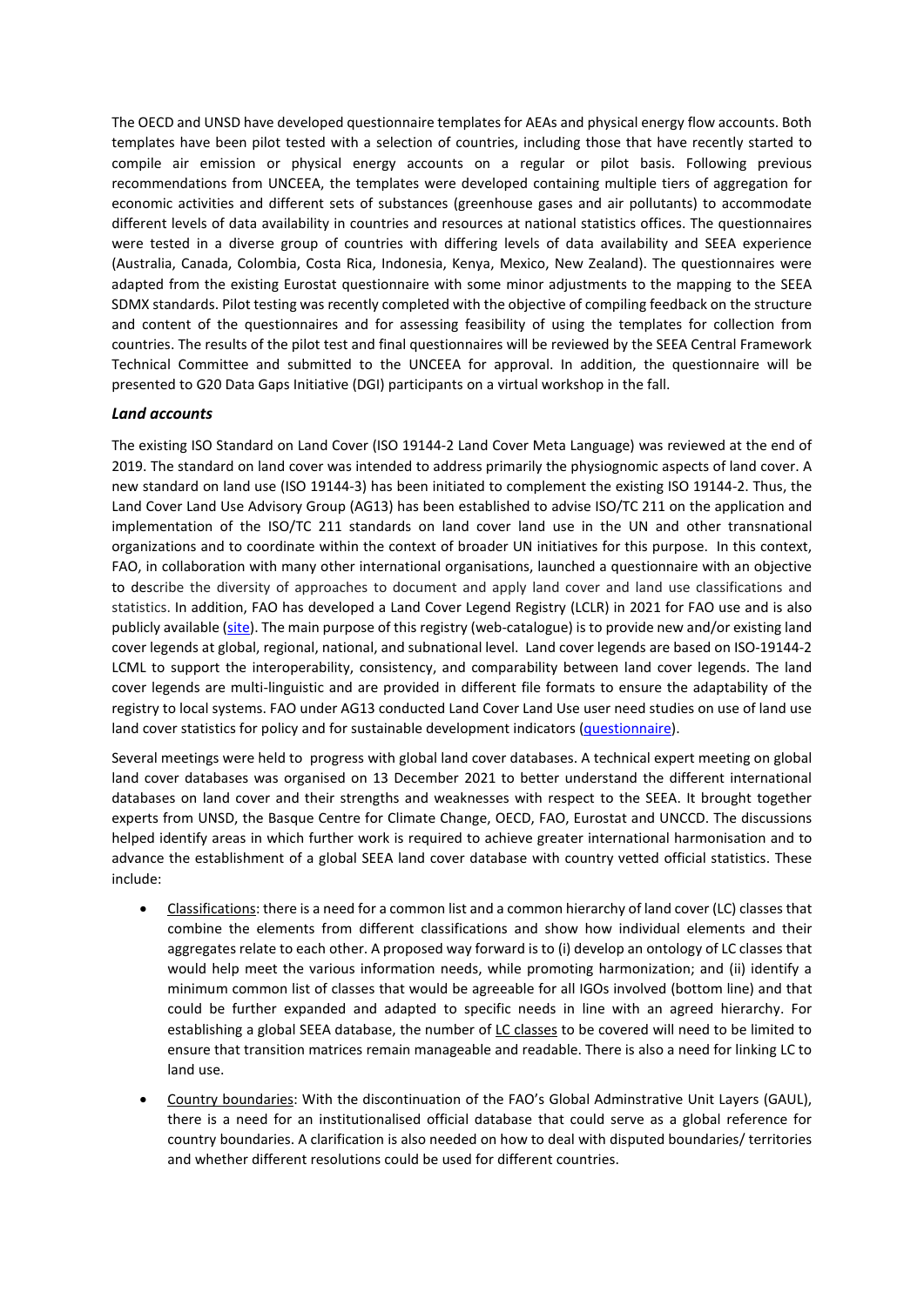The OECD and UNSD have developed questionnaire templates for AEAs and physical energy flow accounts. Both templates have been pilot tested with a selection of countries, including those that have recently started to compile air emission or physical energy accounts on a regular or pilot basis. Following previous recommendations from UNCEEA, the templates were developed containing multiple tiers of aggregation for economic activities and different sets of substances (greenhouse gases and air pollutants) to accommodate different levels of data availability in countries and resources at national statistics offices. The questionnaires were tested in a diverse group of countries with differing levels of data availability and SEEA experience (Australia, Canada, Colombia, Costa Rica, Indonesia, Kenya, Mexico, New Zealand). The questionnaires were adapted from the existing Eurostat questionnaire with some minor adjustments to the mapping to the SEEA SDMX standards. Pilot testing was recently completed with the objective of compiling feedback on the structure and content of the questionnaires and for assessing feasibility of using the templates for collection from countries. The results of the pilot test and final questionnaires will be reviewed by the SEEA Central Framework Technical Committee and submitted to the UNCEEA for approval. In addition, the questionnaire will be presented to G20 Data Gaps Initiative (DGI) participants on a virtual workshop in the fall.

### *Land accounts*

The existing ISO Standard on Land Cover (ISO 19144-2 Land Cover Meta Language) was reviewed at the end of 2019. The standard on land cover was intended to address primarily the physiognomic aspects of land cover. A new standard on land use (ISO 19144-3) has been initiated to complement the existing ISO 19144-2. Thus, the Land Cover Land Use Advisory Group (AG13) has been established to advise ISO/TC 211 on the application and implementation of the ISO/TC 211 standards on land cover land use in the UN and other transnational organizations and to coordinate within the context of broader UN initiatives for this purpose. In this context, FAO, in collaboration with many other international organisations, launched a questionnaire with an objective to describe the diversity of approaches to document and apply land cover and land use classifications and statistics. In addition, FAO has developed a Land Cover Legend Registry (LCLR) in 2021 for FAO use and is also publicly available (site). The main purpose of this registry (web-catalogue) is to provide new and/or existing land cover legends at global, regional, national, and subnational level. Land cover legends are based on ISO-19144-2 LCML to support the interoperability, consistency, and comparability between land cover legends. The land cover legends are multi-linguistic and are provided in different file formats to ensure the adaptability of the registry to local systems. FAO under AG13 conducted Land Cover Land Use user need studies on use of land use land cover statistics for policy and for sustainable development indicators (questionnaire).

Several meetings were held to progress with global land cover databases. A technical expert meeting on global land cover databases was organised on 13 December 2021 to better understand the different international databases on land cover and their strengths and weaknesses with respect to the SEEA. It brought together experts from UNSD, the Basque Centre for Climate Change, OECD, FAO, Eurostat and UNCCD. The discussions helped identify areas in which further work is required to achieve greater international harmonisation and to advance the establishment of a global SEEA land cover database with country vetted official statistics. These include:

- Classifications: there is a need for a common list and a common hierarchy of land cover (LC) classes that combine the elements from different classifications and show how individual elements and their aggregates relate to each other. A proposed way forward is to (i) develop an ontology of LC classes that would help meet the various information needs, while promoting harmonization; and (ii) identify a minimum common list of classes that would be agreeable for all IGOs involved (bottom line) and that could be further expanded and adapted to specific needs in line with an agreed hierarchy. For establishing a global SEEA database, the number of LC classes to be covered will need to be limited to ensure that transition matrices remain manageable and readable. There is also a need for linking LC to land use.

- Country boundaries: With the discontinuation of the FAO's Global Adminstrative Unit Layers (GAUL), there is a need for an institutionalised official database that could serve as a global reference for country boundaries. A clarification is also needed on how to deal with disputed boundaries/ territories and whether different resolutions could be used for different countries.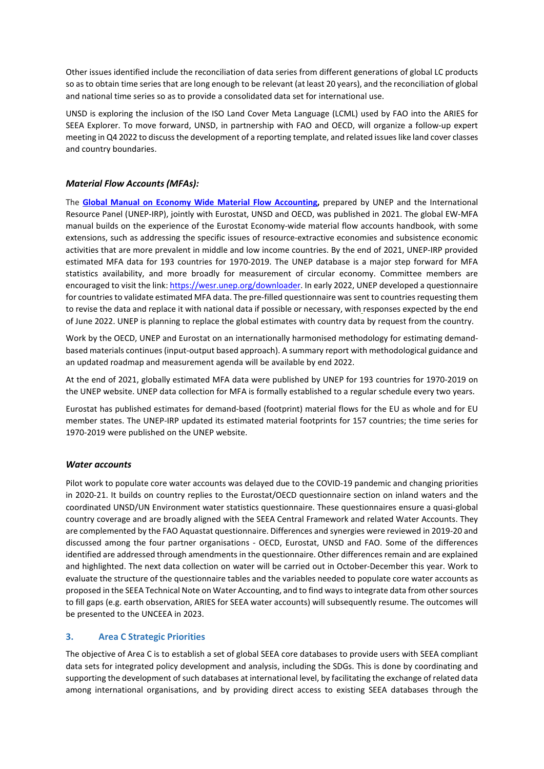Other issues identified include the reconciliation of data series from different generations of global LC products so as to obtain time series that are long enough to be relevant (at least 20 years), and the reconciliation of global and national time series so as to provide a consolidated data set for international use.

UNSD is exploring the inclusion of the ISO Land Cover Meta Language (LCML) used by FAO into the ARIES for SEEA Explorer. To move forward, UNSD, in partnership with FAO and OECD, will organize a follow-up expert meeting in Q4 2022 to discuss the development of a reporting template, and related issues like land cover classes and country boundaries.

### *Material Flow Accounts (MFAs):*

The **Global Manual on Economy Wide Material Flow Accounting,** prepared by UNEP and the International Resource Panel (UNEP-IRP), jointly with Eurostat, UNSD and OECD, was published in 2021. The global EW-MFA manual builds on the experience of the Eurostat Economy-wide material flow accounts handbook, with some extensions, such as addressing the specific issues of resource-extractive economies and subsistence economic activities that are more prevalent in middle and low income countries. By the end of 2021, UNEP-IRP provided estimated MFA data for 193 countries for 1970-2019. The UNEP database is a major step forward for MFA statistics availability, and more broadly for measurement of circular economy. Committee members are encouraged to visit the link: https://wesr.unep.org/downloader. In early 2022, UNEP developed a questionnaire for countries to validate estimated MFA data. The pre-filled questionnaire was sent to countries requesting them to revise the data and replace it with national data if possible or necessary, with responses expected by the end of June 2022. UNEP is planning to replace the global estimates with country data by request from the country.

Work by the OECD, UNEP and Eurostat on an internationally harmonised methodology for estimating demand-based materials continues (input-output based approach). A summary report with methodological guidance and an updated roadmap and measurement agenda will be available by end 2022.

At the end of 2021, globally estimated MFA data were published by UNEP for 193 countries for 1970-2019 on the UNEP website. UNEP data collection for MFA is formally established to a regular schedule every two years.

Eurostat has published estimates for demand-based (footprint) material flows for the EU as whole and for EU member states. The UNEP-IRP updated its estimated material footprints for 157 countries; the time series for 1970-2019 were published on the UNEP website.

### *Water accounts*

Pilot work to populate core water accounts was delayed due to the COVID-19 pandemic and changing priorities in 2020-21. It builds on country replies to the Eurostat/OECD questionnaire section on inland waters and the coordinated UNSD/UN Environment water statistics questionnaire. These questionnaires ensure a quasi-global country coverage and are broadly aligned with the SEEA Central Framework and related Water Accounts. They are complemented by the FAO Aquastat questionnaire. Differences and synergies were reviewed in 2019-20 and discussed among the four partner organisations - OECD, Eurostat, UNSD and FAO. Some of the differences identified are addressed through amendments in the questionnaire. Other differences remain and are explained and highlighted. The next data collection on water will be carried out in October-December this year. Work to evaluate the structure of the questionnaire tables and the variables needed to populate core water accounts as proposed in the SEEA Technical Note on Water Accounting, and to find ways to integrate data from other sources to fill gaps (e.g. earth observation, ARIES for SEEA water accounts) will subsequently resume. The outcomes will be presented to the UNCEEA in 2023.

## 3. Area C Strategic Priorities

The objective of Area C is to establish a set of global SEEA core databases to provide users with SEEA compliant data sets for integrated policy development and analysis, including the SDGs. This is done by coordinating and supporting the development of such databases at international level, by facilitating the exchange of related data among international organisations, and by providing direct access to existing SEEA databases through the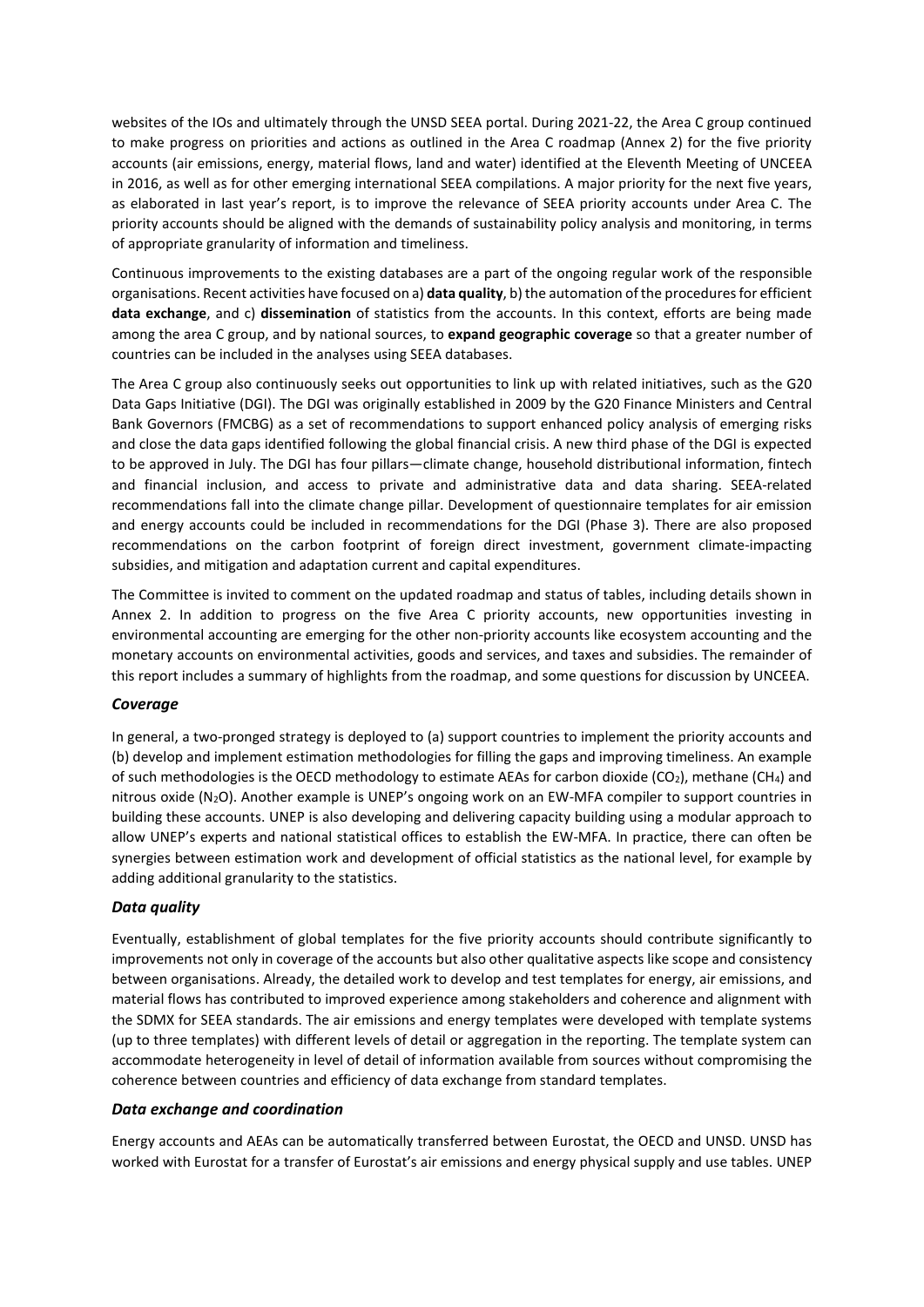websites of the IOs and ultimately through the UNSD SEEA portal. During 2021-22, the Area C group continued to make progress on priorities and actions as outlined in the Area C roadmap (Annex 2) for the five priority accounts (air emissions, energy, material flows, land and water) identified at the Eleventh Meeting of UNCEEA in 2016, as well as for other emerging international SEEA compilations. A major priority for the next five years, as elaborated in last year's report, is to improve the relevance of SEEA priority accounts under Area C. The priority accounts should be aligned with the demands of sustainability policy analysis and monitoring, in terms of appropriate granularity of information and timeliness.

Continuous improvements to the existing databases are a part of the ongoing regular work of the responsible organisations. Recent activities have focused on a) **data quality**, b) the automation of the procedures for efficient **data exchange**, and c) **dissemination** of statistics from the accounts. In this context, efforts are being made among the area C group, and by national sources, to **expand geographic coverage** so that a greater number of countries can be included in the analyses using SEEA databases.

The Area C group also continuously seeks out opportunities to link up with related initiatives, such as the G20 Data Gaps Initiative (DGI). The DGI was originally established in 2009 by the G20 Finance Ministers and Central Bank Governors (FMCBG) as a set of recommendations to support enhanced policy analysis of emerging risks and close the data gaps identified following the global financial crisis. A new third phase of the DGI is expected to be approved in July. The DGI has four pillars—climate change, household distributional information, fintech and financial inclusion, and access to private and administrative data and data sharing. SEEA-related recommendations fall into the climate change pillar. Development of questionnaire templates for air emission and energy accounts could be included in recommendations for the DGI (Phase 3). There are also proposed recommendations on the carbon footprint of foreign direct investment, government climate-impacting subsidies, and mitigation and adaptation current and capital expenditures.

The Committee is invited to comment on the updated roadmap and status of tables, including details shown in Annex 2. In addition to progress on the five Area C priority accounts, new opportunities investing in environmental accounting are emerging for the other non-priority accounts like ecosystem accounting and the monetary accounts on environmental activities, goods and services, and taxes and subsidies. The remainder of this report includes a summary of highlights from the roadmap, and some questions for discussion by UNCEEA.

### *Coverage*

In general, a two-pronged strategy is deployed to (a) support countries to implement the priority accounts and (b) develop and implement estimation methodologies for filling the gaps and improving timeliness. An example of such methodologies is the OECD methodology to estimate AEAs for carbon dioxide ($CO_2$), methane ($CH_4$) and nitrous oxide ($N_2O$). Another example is UNEP's ongoing work on an EW-MFA compiler to support countries in building these accounts. UNEP is also developing and delivering capacity building using a modular approach to allow UNEP's experts and national statistical offices to establish the EW-MFA. In practice, there can often be synergies between estimation work and development of official statistics as the national level, for example by adding additional granularity to the statistics.

### *Data quality*

Eventually, establishment of global templates for the five priority accounts should contribute significantly to improvements not only in coverage of the accounts but also other qualitative aspects like scope and consistency between organisations. Already, the detailed work to develop and test templates for energy, air emissions, and material flows has contributed to improved experience among stakeholders and coherence and alignment with the SDMX for SEEA standards. The air emissions and energy templates were developed with template systems (up to three templates) with different levels of detail or aggregation in the reporting. The template system can accommodate heterogeneity in level of detail of information available from sources without compromising the coherence between countries and efficiency of data exchange from standard templates.

### *Data exchange and coordination*

Energy accounts and AEAs can be automatically transferred between Eurostat, the OECD and UNSD. UNSD has worked with Eurostat for a transfer of Eurostat's air emissions and energy physical supply and use tables. UNEP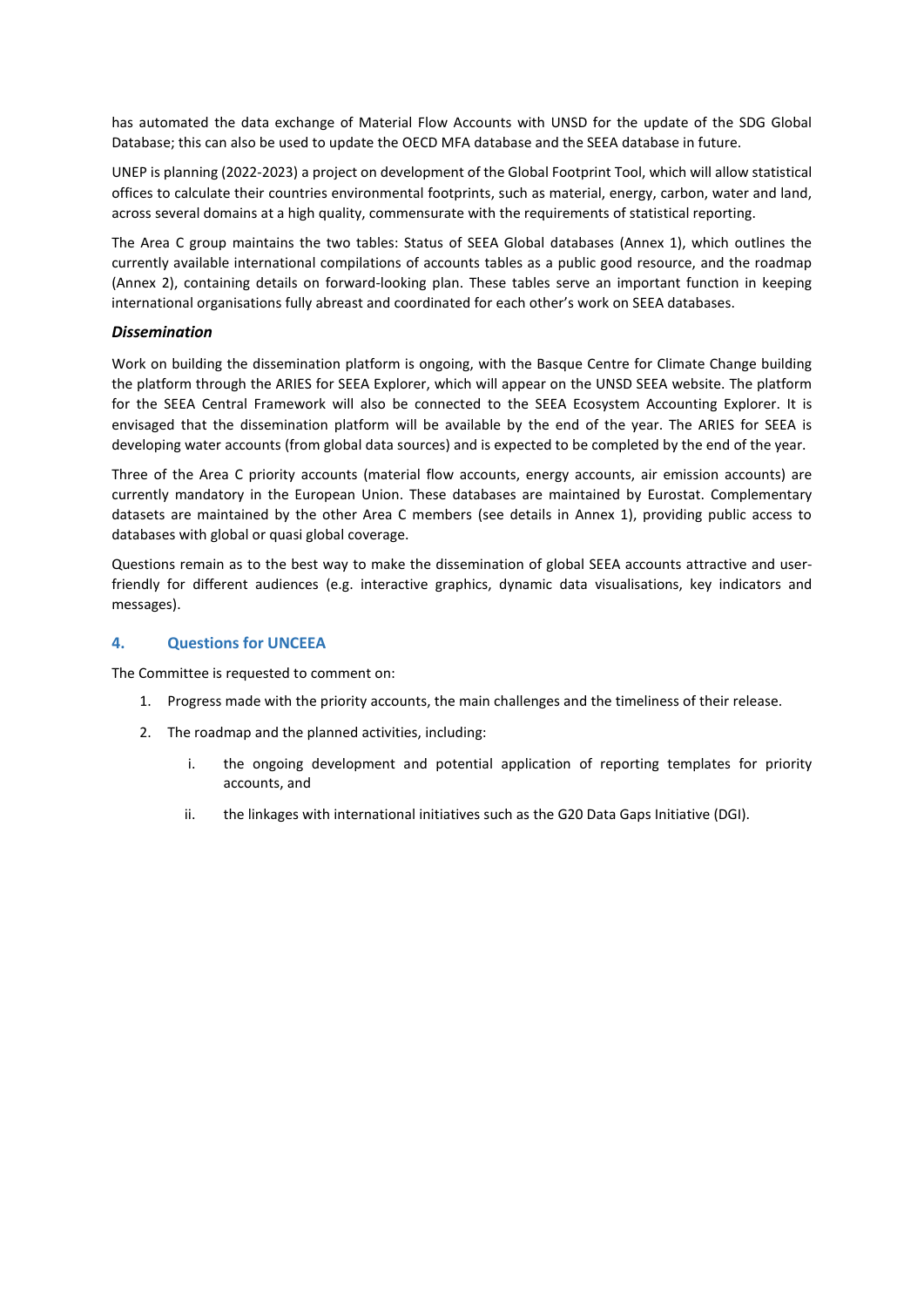has automated the data exchange of Material Flow Accounts with UNSD for the update of the SDG Global Database; this can also be used to update the OECD MFA database and the SEEA database in future.

UNEP is planning (2022-2023) a project on development of the Global Footprint Tool, which will allow statistical offices to calculate their countries environmental footprints, such as material, energy, carbon, water and land, across several domains at a high quality, commensurate with the requirements of statistical reporting.

The Area C group maintains the two tables: Status of SEEA Global databases (Annex 1), which outlines the currently available international compilations of accounts tables as a public good resource, and the roadmap (Annex 2), containing details on forward-looking plan. These tables serve an important function in keeping international organisations fully abreast and coordinated for each other's work on SEEA databases.

### *Dissemination*

Work on building the dissemination platform is ongoing, with the Basque Centre for Climate Change building the platform through the ARIES for SEEA Explorer, which will appear on the UNSD SEEA website. The platform for the SEEA Central Framework will also be connected to the SEEA Ecosystem Accounting Explorer. It is envisaged that the dissemination platform will be available by the end of the year. The ARIES for SEEA is developing water accounts (from global data sources) and is expected to be completed by the end of the year.

Three of the Area C priority accounts (material flow accounts, energy accounts, air emission accounts) are currently mandatory in the European Union. These databases are maintained by Eurostat. Complementary datasets are maintained by the other Area C members (see details in Annex 1), providing public access to databases with global or quasi global coverage.

Questions remain as to the best way to make the dissemination of global SEEA accounts attractive and user-friendly for different audiences (e.g. interactive graphics, dynamic data visualisations, key indicators and messages).

## 4. Questions for UNCEEA

The Committee is requested to comment on:

1. Progress made with the priority accounts, the main challenges and the timeliness of their release.
2. The roadmap and the planned activities, including:
   - i. the ongoing development and potential application of reporting templates for priority accounts, and
   - ii. the linkages with international initiatives such as the G20 Data Gaps Initiative (DGI).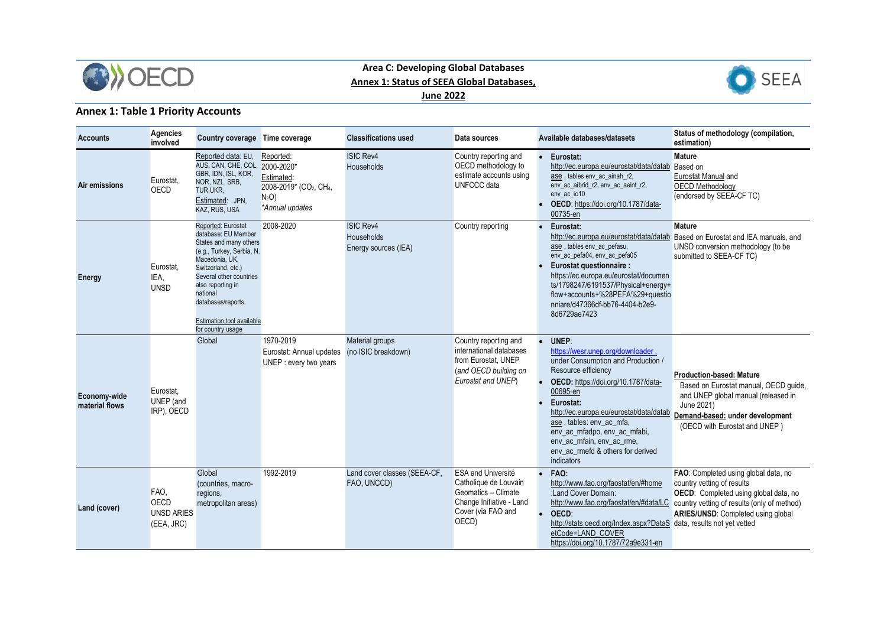**Area C: Developing Global Databases**
**Annex 1: Status of SEEA Global Databases,**
**June 2022**

## Annex 1: Table 1 Priority Accounts

| Accounts | Agencies involved | Country coverage | Time coverage | Classifications used | Data sources | Available databases/datasets | Status of methodology (compilation, estimation) |
|---|---|---|---|---|---|---|---|
| **Air emissions** | Eurostat, OECD | Reported data: EU, AUS, CAN, CHE, COL, GBR, IDN, ISL, KOR, NOR, NZL, SRB, TUR,UKR, Estimated: JPN, KAZ, RUS, USA | Reported: 2000-2020* Estimated: 2008-2019* ($CO_2$, $CH_4$, $N_2O$) *Annual updates* | ISIC Rev4 Households | Country reporting and OECD methodology to estimate accounts using UNFCCC data | • **Eurostat:** http://ec.europa.eu/eurostat/data/database , tables env_ac_ainah_r2, env_ac_aibrid_r2, env_ac_aeint_r2, env_ac_io10 • **OECD**: https://doi.org/10.1787/data-00735-en | **Mature** Based on Eurostat Manual and OECD Methodology (endorsed by SEEA-CF TC) |
| **Energy** | Eurostat, IEA, UNSD | Reported: Eurostat database: EU Member States and many others (e.g., Turkey, Serbia, N. Macedonia, UK, Switzerland, etc.) Several other countries also reporting in national databases/reports. Estimation tool available for country usage | 2008-2020 | ISIC Rev4 Households Energy sources (IEA) | Country reporting | • **Eurostat:** http://ec.europa.eu/eurostat/data/database , tables env_ac_pefasu, env_ac_pefa04, env_ac_pefa05 • **Eurostat questionnaire :** https://ec.europa.eu/eurostat/documents/1798247/6191537/Physical+energy+flow+accounts+%28PEFA%29+questionniare/d47366df-bb76-4404-b2e9-8d6729ae7423 | **Mature** Based on Eurostat and IEA manuals, and UNSD conversion methodology (to be submitted to SEEA-CF TC) |
| **Economy-wide material flows** | Eurostat, UNEP (and IRP), OECD | Global | 1970-2019 Eurostat: Annual updates UNEP : every two years | Material groups (no ISIC breakdown) | Country reporting and international databases from Eurostat, UNEP (*and OECD building on Eurostat and UNEP*) | • **UNEP**: https://wesr.unep.org/downloader , under Consumption and Production / Resource efficiency • **OECD:** https://doi.org/10.1787/data-00695-en • **Eurostat:** http://ec.europa.eu/eurostat/data/database , tables: env_ac_mfa, env_ac_mfadpo, env_ac_mfabi, env_ac_mfain, env_ac_rme, env_ac_rmefd & others for derived indicators | **Production-based: Mature** Based on Eurostat manual, OECD guide, and UNEP global manual (released in June 2021) **Demand-based: under development** (OECD with Eurostat and UNEP ) |
| **Land (cover)** | FAO, OECD UNSD ARIES (EEA, JRC) | Global (countries, macro-regions, metropolitan areas) | 1992-2019 | Land cover classes (SEEA-CF, FAO, UNCCD) | ESA and Université Catholique de Louvain Geomatics – Climate Change Initiative - Land Cover (via FAO and OECD) | • **FAO:** http://www.fao.org/faostat/en/#home :Land Cover Domain: http://www.fao.org/faostat/en/#data/LC • **OECD**: http://stats.oecd.org/Index.aspx?DataSetCode=LAND_COVER https://doi.org/10.1787/72a9e331-en | **FAO**: Completed using global data, no country vetting of results **OECD**: Completed using global data, no country vetting of results (only of method) **ARIES/UNSD**: Completed using global data, results not yet vetted |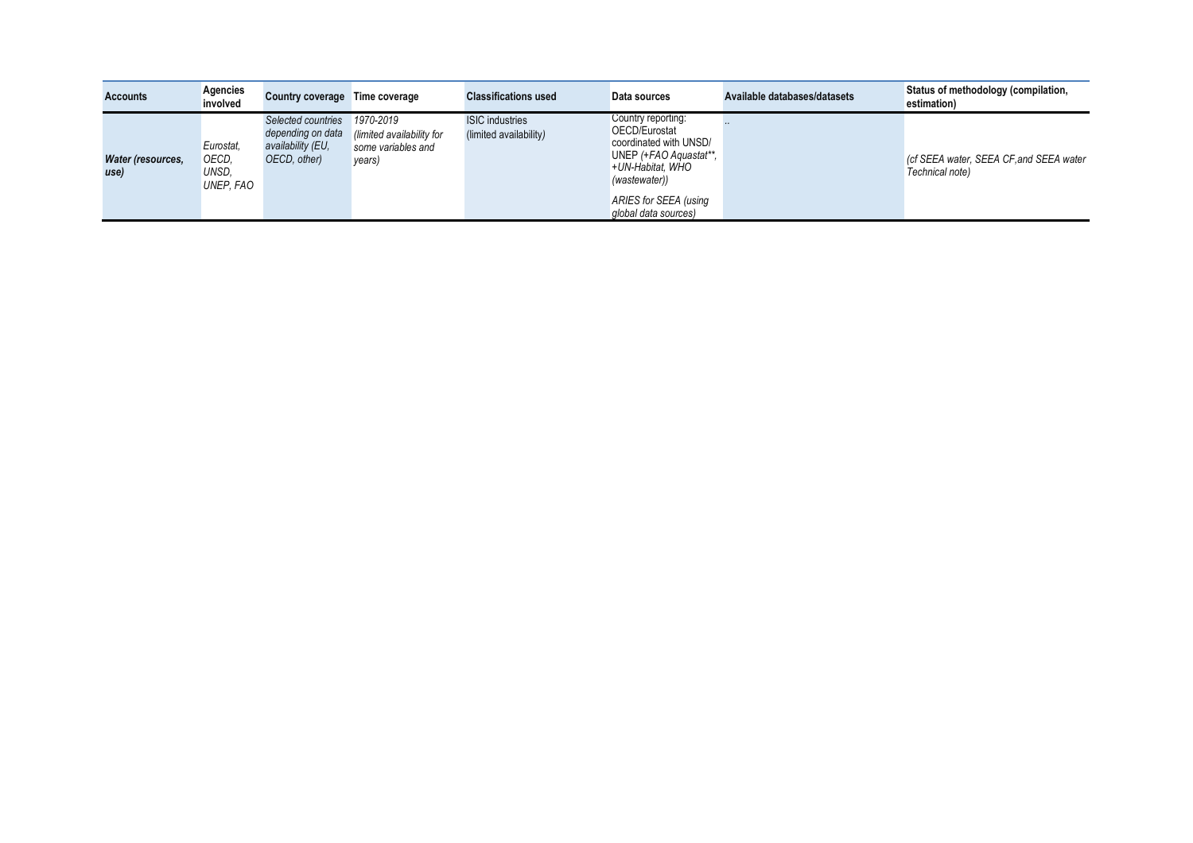| Accounts | Agencies involved | Country coverage | Time coverage | Classifications used | Data sources | Available databases/datasets | Status of methodology (compilation, estimation) |
|---|---|---|---|---|---|---|---|
| ***Water (resources, use)*** | *Eurostat, OECD, UNSD, UNEP, FAO* | *Selected countries depending on data availability (EU, OECD, other)* | *1970-2019 (limited availability for some variables and years)* | ISIC industries (limited availability) | Country reporting: OECD/Eurostat coordinated with UNSD/ UNEP *(+FAO Aquastat\*\*, +UN-Habitat, WHO (wastewater))* *ARIES for SEEA (using global data sources)* | .. | *(cf SEEA water, SEEA CF,and SEEA water Technical note)* |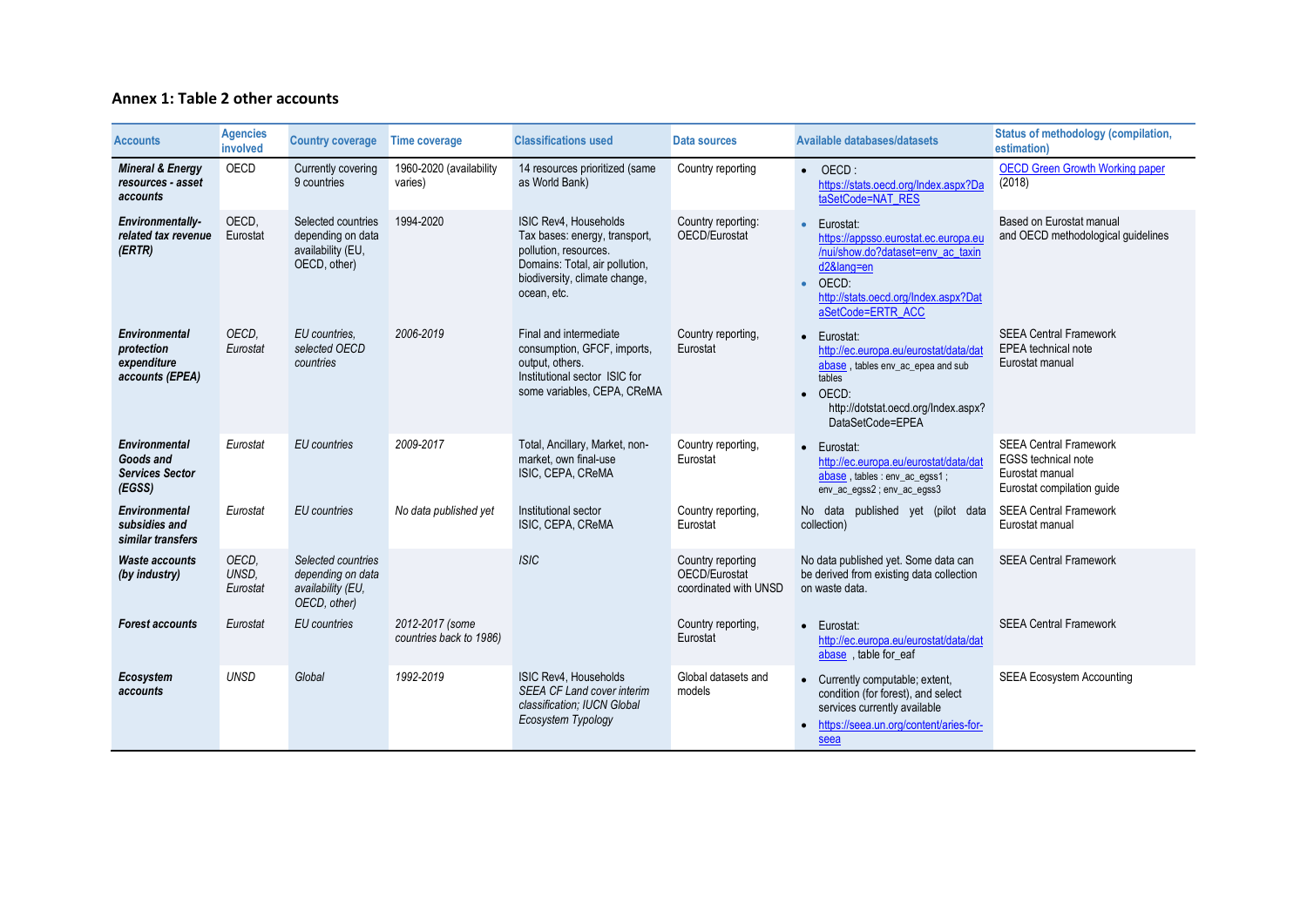## Annex 1: Table 2 other accounts

| Accounts | Agencies involved | Country coverage | Time coverage | Classifications used | Data sources | Available databases/datasets | Status of methodology (compilation, estimation) |
|---|---|---|---|---|---|---|---|
| ***Mineral & Energy resources - asset accounts*** | OECD | Currently covering 9 countries | 1960-2020 (availability varies) | 14 resources prioritized (same as World Bank) | Country reporting | • OECD : https://stats.oecd.org/Index.aspx?DataSetCode=NAT_RES | OECD Green Growth Working paper (2018) |
| ***Environmentally-related tax revenue (ERTR)*** | OECD, Eurostat | Selected countries depending on data availability (EU, OECD, other) | 1994-2020 | ISIC Rev4, Households<br>Tax bases: energy, transport, pollution, resources.<br>Domains: Total, air pollution, biodiversity, climate change, ocean, etc. | Country reporting: OECD/Eurostat | • Eurostat: https://appsso.eurostat.ec.europa.eu/nui/show.do?dataset=env_ac_taxind2&lang=en<br>• OECD: http://stats.oecd.org/Index.aspx?DataSetCode=ERTR_ACC | Based on Eurostat manual and OECD methodological guidelines |
| ***Environmental protection expenditure accounts (EPEA)*** | *OECD, Eurostat* | *EU countries, selected OECD countries* | *2006-2019* | Final and intermediate consumption, GFCF, imports, output, others.<br>Institutional sector ISIC for some variables, CEPA, CReMA | Country reporting, Eurostat | • Eurostat: http://ec.europa.eu/eurostat/data/database , tables env_ac_epea and sub tables<br>• OECD: http://dotstat.oecd.org/Index.aspx?DataSetCode=EPEA | SEEA Central Framework<br>EPEA technical note<br>Eurostat manual |
| ***Environmental Goods and Services Sector (EGSS)*** | *Eurostat* | *EU countries* | *2009-2017* | Total, Ancillary, Market, non-market, own final-use<br>ISIC, CEPA, CReMA | Country reporting, Eurostat | • Eurostat: http://ec.europa.eu/eurostat/data/database , tables : env_ac_egss1 ; env_ac_egss2 ; env_ac_egss3 | SEEA Central Framework<br>EGSS technical note<br>Eurostat manual<br>Eurostat compilation guide |
| ***Environmental subsidies and similar transfers*** | *Eurostat* | *EU countries* | *No data published yet* | Institutional sector<br>ISIC, CEPA, CReMA | Country reporting, Eurostat | No data published yet (pilot data collection) | SEEA Central Framework<br>Eurostat manual |
| ***Waste accounts (by industry)*** | *OECD, UNSD, Eurostat* | *Selected countries depending on data availability (EU, OECD, other)* | | *ISIC* | Country reporting OECD/Eurostat coordinated with UNSD | No data published yet. Some data can be derived from existing data collection on waste data. | SEEA Central Framework |
| ***Forest accounts*** | *Eurostat* | *EU countries* | *2012-2017 (some countries back to 1986)* | | Country reporting, Eurostat | • Eurostat: http://ec.europa.eu/eurostat/data/database , table for_eaf | SEEA Central Framework |
| ***Ecosystem accounts*** | *UNSD* | *Global* | *1992-2019* | ISIC Rev4, Households<br>*SEEA CF Land cover interim classification; IUCN Global Ecosystem Typology* | Global datasets and models | • Currently computable; extent, condition (for forest), and select services currently available<br>• https://seea.un.org/content/aries-for-seea | SEEA Ecosystem Accounting |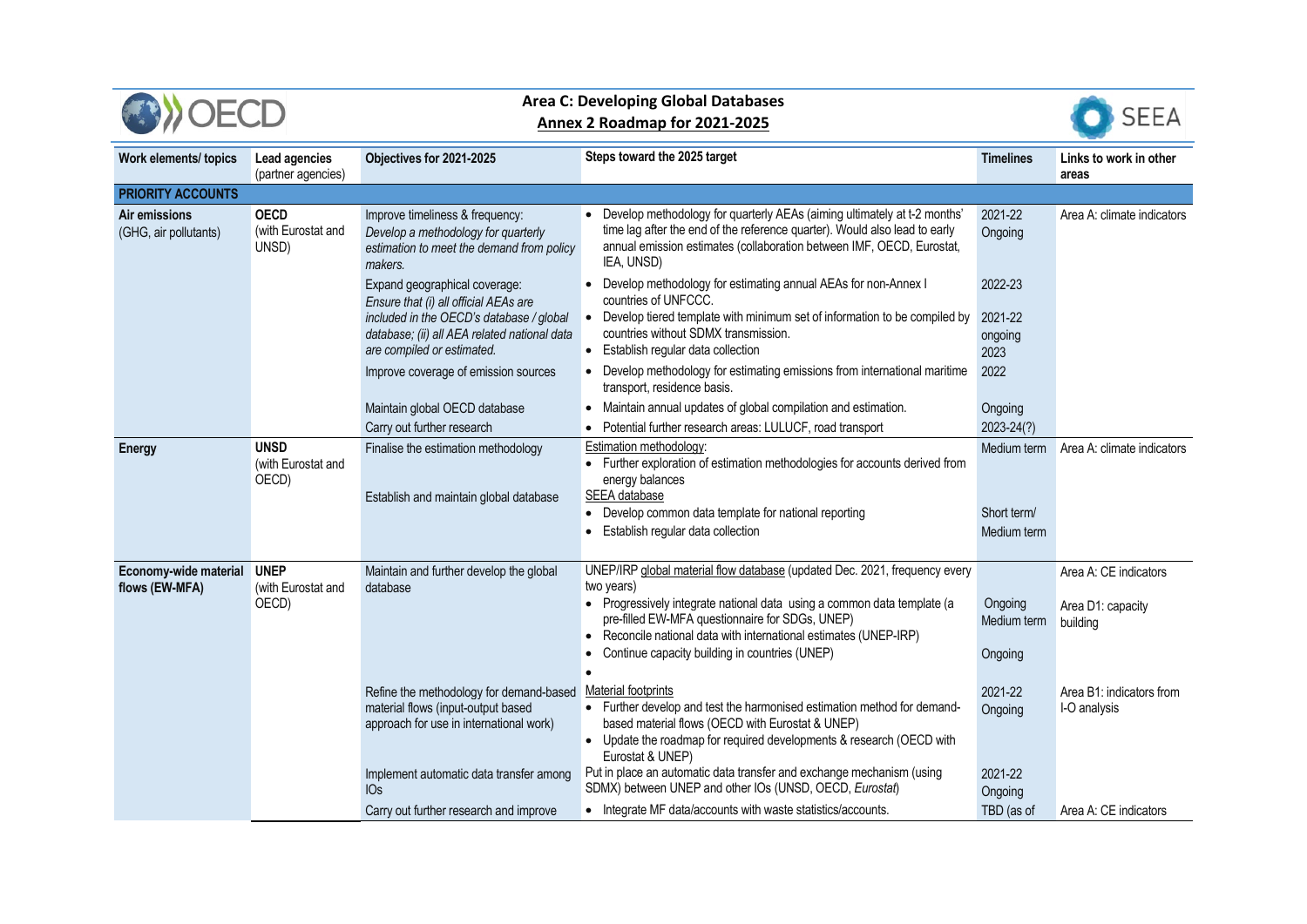## Area C: Developing Global Databases

### Annex 2 Roadmap for 2021-2025

| Work elements/ topics | Lead agencies (partner agencies) | Objectives for 2021-2025 | Steps toward the 2025 target | Timelines | Links to work in other areas |
|---|---|---|---|---|---|
| **PRIORITY ACCOUNTS** | | | | | |
| **Air emissions** (GHG, air pollutants) | **OECD** (with Eurostat and UNSD) | Improve timeliness & frequency: *Develop a methodology for quarterly estimation to meet the demand from policy makers.* | • Develop methodology for quarterly AEAs (aiming ultimately at t-2 months' time lag after the end of the reference quarter). Would also lead to early annual emission estimates (collaboration between IMF, OECD, Eurostat, IEA, UNSD) | 2021-22 Ongoing | Area A: climate indicators |
| | | Expand geographical coverage: *Ensure that (i) all official AEAs are included in the OECD's database / global database; (ii) all AEA related national data are compiled or estimated.* | • Develop methodology for estimating annual AEAs for non-Annex I countries of UNFCCC.<br>• Develop tiered template with minimum set of information to be compiled by countries without SDMX transmission.<br>• Establish regular data collection | 2022-23<br>2021-22 ongoing<br>2023 | |
| | | Improve coverage of emission sources | • Develop methodology for estimating emissions from international maritime transport, residence basis. | 2022 | |
| | | Maintain global OECD database | • Maintain annual updates of global compilation and estimation. | Ongoing | |
| | | Carry out further research | • Potential further research areas: LULUCF, road transport | 2023-24(?) | |
| **Energy** | **UNSD** (with Eurostat and OECD) | Finalise the estimation methodology | Estimation methodology:<br>• Further exploration of estimation methodologies for accounts derived from energy balances | Medium term | Area A: climate indicators |
| | | Establish and maintain global database | SEEA database<br>• Develop common data template for national reporting<br>• Establish regular data collection | Short term/<br>Medium term | |
| **Economy-wide material flows (EW-MFA)** | **UNEP** (with Eurostat and OECD) | Maintain and further develop the global database | UNEP/IRP global material flow database (updated Dec. 2021, frequency every two years)<br>• Progressively integrate national data using a common data template (a pre-filled EW-MFA questionnaire for SDGs, UNEP)<br>• Reconcile national data with international estimates (UNEP-IRP)<br>• Continue capacity building in countries (UNEP)<br>• | Ongoing<br>Medium term<br><br>Ongoing | Area A: CE indicators<br><br>Area D1: capacity building |
| | | Refine the methodology for demand-based material flows (input-output based approach for use in international work) | Material footprints<br>• Further develop and test the harmonised estimation method for demand-based material flows (OECD with Eurostat & UNEP)<br>• Update the roadmap for required developments & research (OECD with Eurostat & UNEP) | 2021-22<br>Ongoing | Area B1: indicators from I-O analysis |
| | | Implement automatic data transfer among IOs | Put in place an automatic data transfer and exchange mechanism (using SDMX) between UNEP and other IOs (UNSD, OECD, *Eurostat*) | 2021-22<br>Ongoing | |
| | | Carry out further research and improve | • Integrate MF data/accounts with waste statistics/accounts. | TBD (as of | Area A: CE indicators |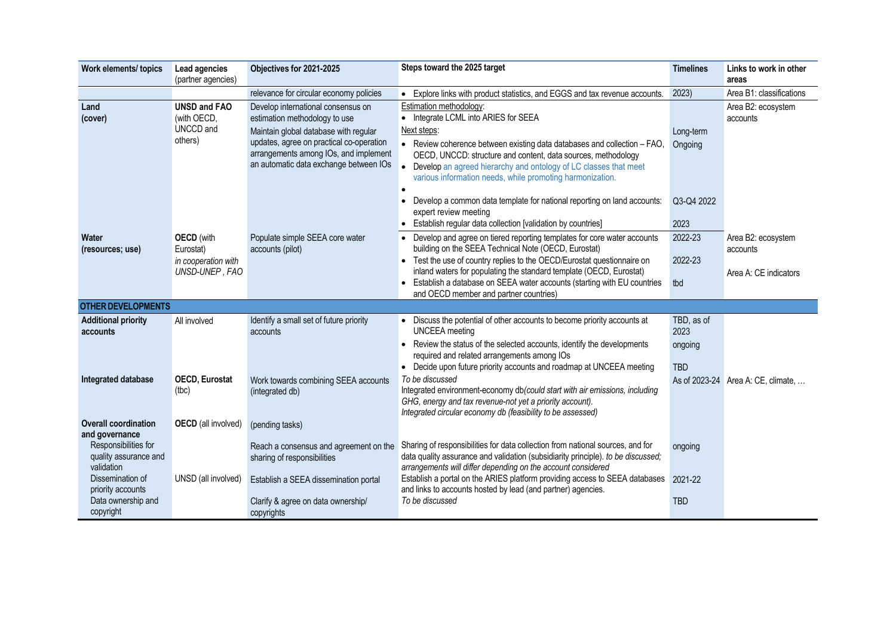| Work elements/ topics | Lead agencies (partner agencies) | Objectives for 2021-2025 | Steps toward the 2025 target | Timelines | Links to work in other areas |
|---|---|---|---|---|---|
| | | relevance for circular economy policies | • Explore links with product statistics, and EGGS and tax revenue accounts. | 2023) | Area B1: classifications |
| **Land (cover)** | **UNSD and FAO** (with OECD, UNCCD and others) | Develop international consensus on estimation methodology to use<br>Maintain global database with regular updates, agree on practical co-operation arrangements among IOs, and implement an automatic data exchange between IOs | Estimation methodology:<br>• Integrate LCML into ARIES for SEEA<br>Next steps:<br>• Review coherence between existing data databases and collection – FAO, OECD, UNCCD: structure and content, data sources, methodology<br>• Develop an agreed hierarchy and ontology of LC classes that meet various information needs, while promoting harmonization.<br>•<br>• Develop a common data template for national reporting on land accounts: expert review meeting<br>• Establish regular data collection [validation by countries] | Long-term<br>Ongoing<br><br>Q3-Q4 2022<br><br>2023 | Area B2: ecosystem accounts |
| **Water (resources; use)** | **OECD** (with Eurostat)<br>*in cooperation with UNSD-UNEP , FAO* | Populate simple SEEA core water accounts (pilot) | • Develop and agree on tiered reporting templates for core water accounts building on the SEEA Technical Note (OECD, Eurostat)<br>• Test the use of country replies to the OECD/Eurostat questionnaire on inland waters for populating the standard template (OECD, Eurostat)<br>• Establish a database on SEEA water accounts (starting with EU countries and OECD member and partner countries) | 2022-23<br><br>2022-23<br><br>tbd | Area B2: ecosystem accounts<br><br>Area A: CE indicators |
| **OTHER DEVELOPMENTS** | | | | | |
| **Additional priority accounts** | All involved | Identify a small set of future priority accounts | • Discuss the potential of other accounts to become priority accounts at UNCEEA meeting<br>• Review the status of the selected accounts, identify the developments required and related arrangements among IOs<br>• Decide upon future priority accounts and roadmap at UNCEEA meeting | TBD, as of 2023<br>ongoing<br><br>TBD | |
| **Integrated database** | **OECD, Eurostat** (tbc) | Work towards combining SEEA accounts (integrated db) | *To be discussed*<br>Integrated environment-economy db*(could start with air emissions, including GHG, energy and tax revenue-not yet a priority account).*<br>*Integrated circular economy db (feasibility to be assessed)* | As of 2023-24 | Area A: CE, climate, … |
| **Overall coordination and governance** | **OECD** (all involved) | (pending tasks) | | | |
| Responsibilities for quality assurance and validation | | Reach a consensus and agreement on the sharing of responsibilities | Sharing of responsibilities for data collection from national sources, and for data quality assurance and validation (subsidiarity principle). *to be discussed; arrangements will differ depending on the account considered* | ongoing | |
| Dissemination of priority accounts | UNSD (all involved) | Establish a SEEA dissemination portal | Establish a portal on the ARIES platform providing access to SEEA databases and links to accounts hosted by lead (and partner) agencies. | 2021-22 | |
| Data ownership and copyright | | Clarify & agree on data ownership/ copyrights | *To be discussed* | TBD | |